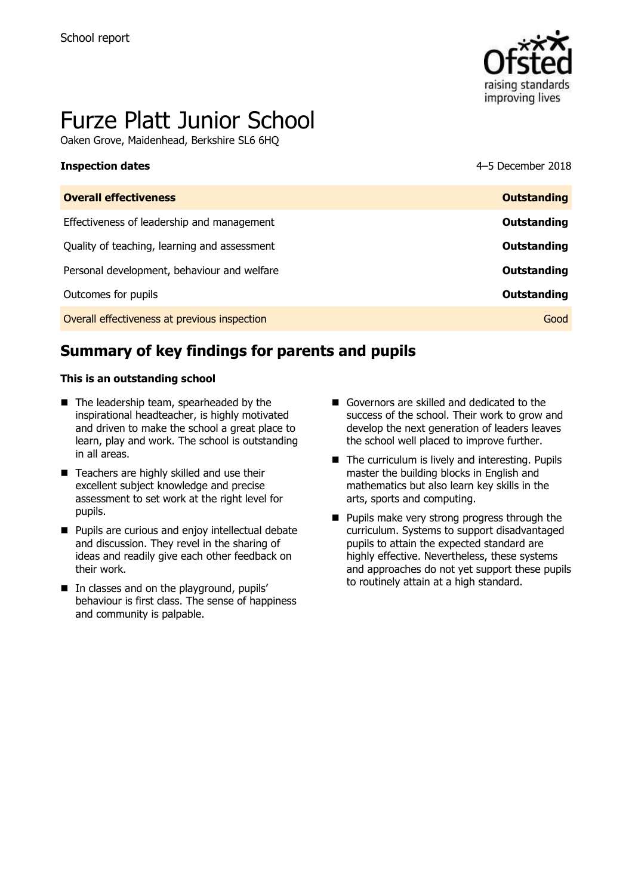School report

# Furze Platt Junior School

Oaken Grove, Maidenhead, Berkshire SL6 6HQ

| **Inspection dates** | 4–5 December 2018 |
| --- | --- |
| **Overall effectiveness** | **Outstanding** |
| Effectiveness of leadership and management | **Outstanding** |
| Quality of teaching, learning and assessment | **Outstanding** |
| Personal development, behaviour and welfare | **Outstanding** |
| Outcomes for pupils | **Outstanding** |
| Overall effectiveness at previous inspection | Good |

## Summary of key findings for parents and pupils

**This is an outstanding school**

- The leadership team, spearheaded by the inspirational headteacher, is highly motivated and driven to make the school a great place to learn, play and work. The school is outstanding in all areas.
- Teachers are highly skilled and use their excellent subject knowledge and precise assessment to set work at the right level for pupils.
- Pupils are curious and enjoy intellectual debate and discussion. They revel in the sharing of ideas and readily give each other feedback on their work.
- In classes and on the playground, pupils' behaviour is first class. The sense of happiness and community is palpable.
- Governors are skilled and dedicated to the success of the school. Their work to grow and develop the next generation of leaders leaves the school well placed to improve further.
- The curriculum is lively and interesting. Pupils master the building blocks in English and mathematics but also learn key skills in the arts, sports and computing.
- Pupils make very strong progress through the curriculum. Systems to support disadvantaged pupils to attain the expected standard are highly effective. Nevertheless, these systems and approaches do not yet support these pupils to routinely attain at a high standard.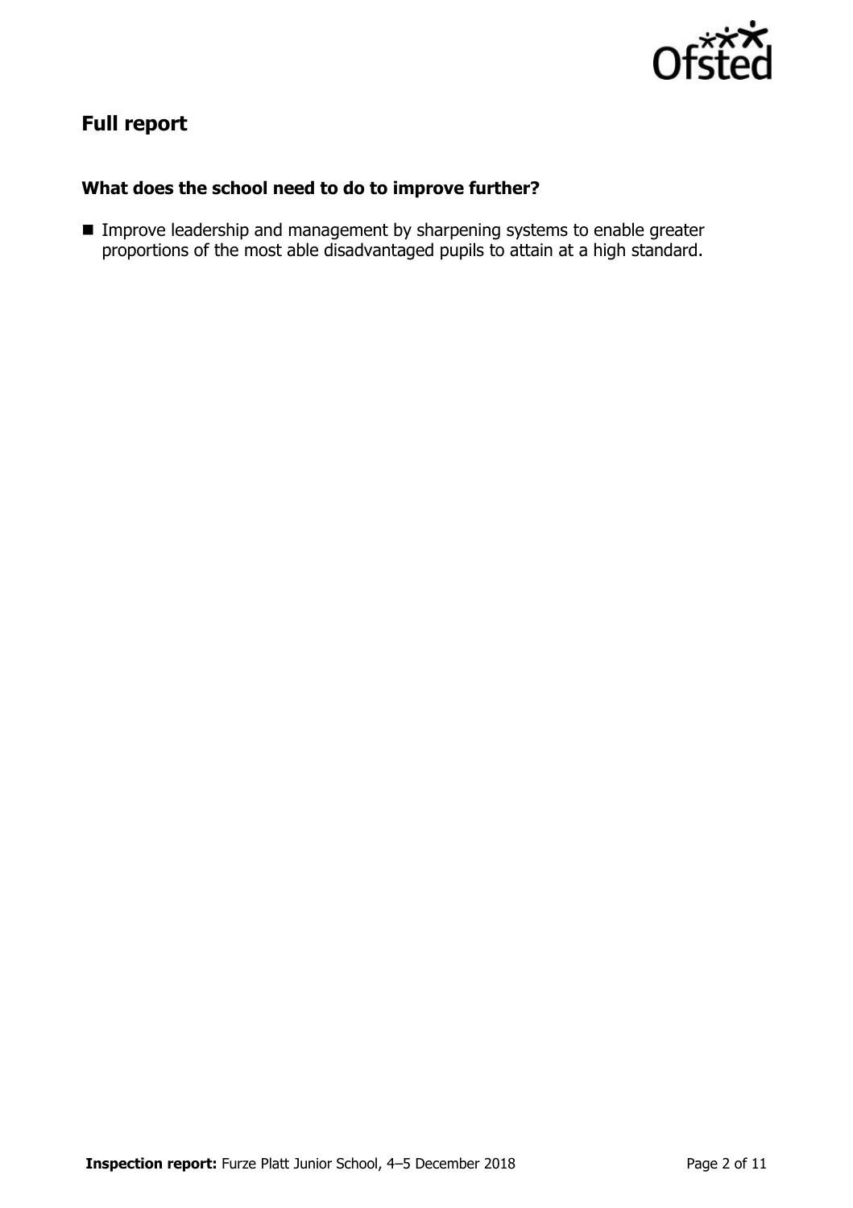## Full report

### What does the school need to do to improve further?

- Improve leadership and management by sharpening systems to enable greater proportions of the most able disadvantaged pupils to attain at a high standard.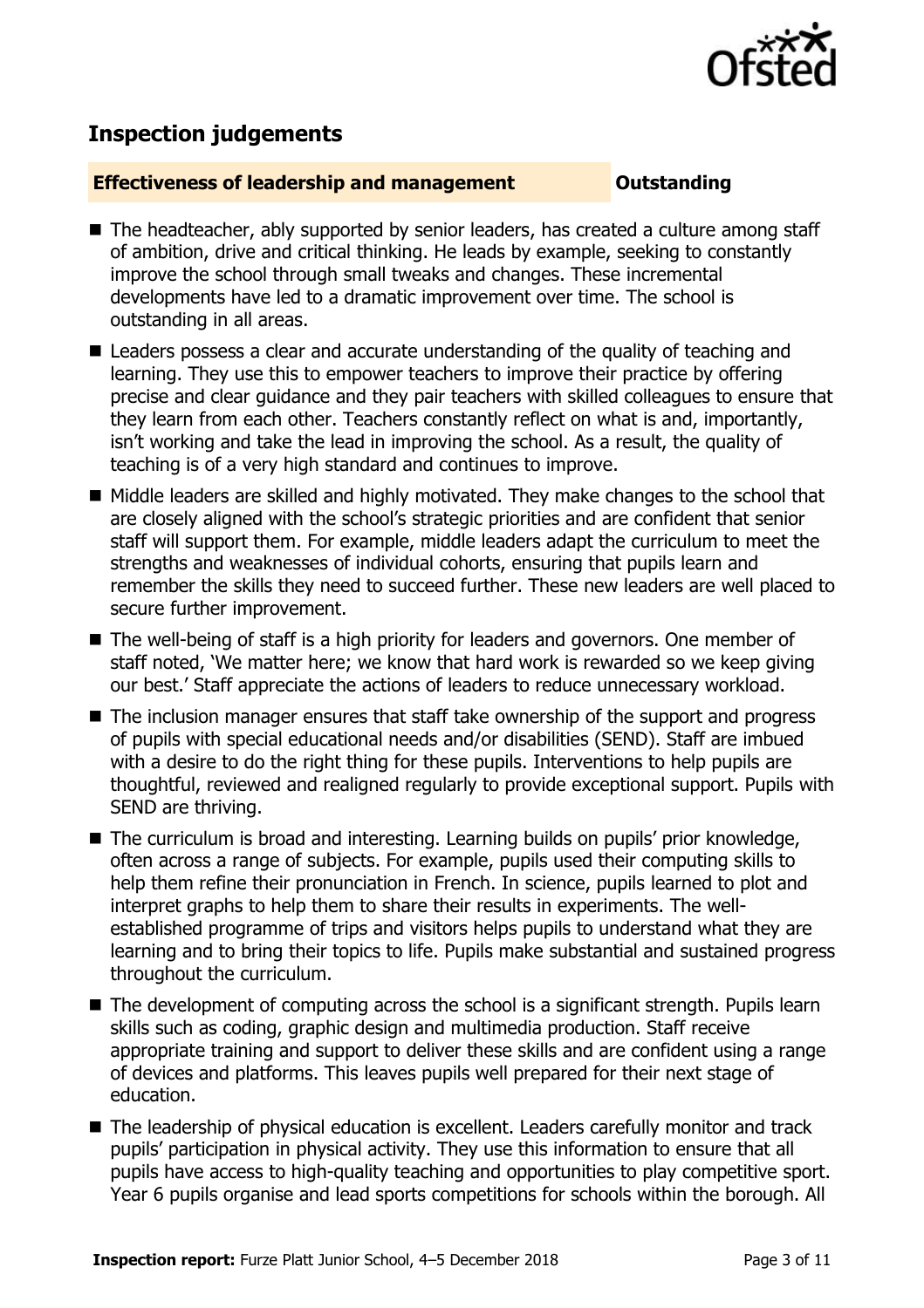## Inspection judgements

**Effectiveness of leadership and management** **Outstanding**

- The headteacher, ably supported by senior leaders, has created a culture among staff of ambition, drive and critical thinking. He leads by example, seeking to constantly improve the school through small tweaks and changes. These incremental developments have led to a dramatic improvement over time. The school is outstanding in all areas.
- Leaders possess a clear and accurate understanding of the quality of teaching and learning. They use this to empower teachers to improve their practice by offering precise and clear guidance and they pair teachers with skilled colleagues to ensure that they learn from each other. Teachers constantly reflect on what is and, importantly, isn't working and take the lead in improving the school. As a result, the quality of teaching is of a very high standard and continues to improve.
- Middle leaders are skilled and highly motivated. They make changes to the school that are closely aligned with the school's strategic priorities and are confident that senior staff will support them. For example, middle leaders adapt the curriculum to meet the strengths and weaknesses of individual cohorts, ensuring that pupils learn and remember the skills they need to succeed further. These new leaders are well placed to secure further improvement.
- The well-being of staff is a high priority for leaders and governors. One member of staff noted, 'We matter here; we know that hard work is rewarded so we keep giving our best.' Staff appreciate the actions of leaders to reduce unnecessary workload.
- The inclusion manager ensures that staff take ownership of the support and progress of pupils with special educational needs and/or disabilities (SEND). Staff are imbued with a desire to do the right thing for these pupils. Interventions to help pupils are thoughtful, reviewed and realigned regularly to provide exceptional support. Pupils with SEND are thriving.
- The curriculum is broad and interesting. Learning builds on pupils' prior knowledge, often across a range of subjects. For example, pupils used their computing skills to help them refine their pronunciation in French. In science, pupils learned to plot and interpret graphs to help them to share their results in experiments. The well-established programme of trips and visitors helps pupils to understand what they are learning and to bring their topics to life. Pupils make substantial and sustained progress throughout the curriculum.
- The development of computing across the school is a significant strength. Pupils learn skills such as coding, graphic design and multimedia production. Staff receive appropriate training and support to deliver these skills and are confident using a range of devices and platforms. This leaves pupils well prepared for their next stage of education.
- The leadership of physical education is excellent. Leaders carefully monitor and track pupils' participation in physical activity. They use this information to ensure that all pupils have access to high-quality teaching and opportunities to play competitive sport. Year 6 pupils organise and lead sports competitions for schools within the borough. All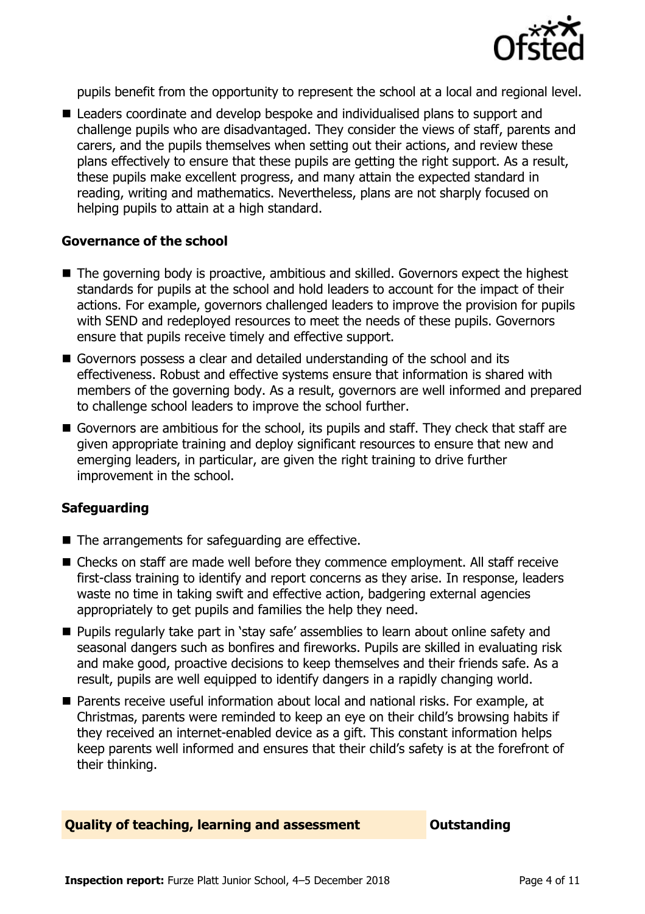pupils benefit from the opportunity to represent the school at a local and regional level.

- Leaders coordinate and develop bespoke and individualised plans to support and challenge pupils who are disadvantaged. They consider the views of staff, parents and carers, and the pupils themselves when setting out their actions, and review these plans effectively to ensure that these pupils are getting the right support. As a result, these pupils make excellent progress, and many attain the expected standard in reading, writing and mathematics. Nevertheless, plans are not sharply focused on helping pupils to attain at a high standard.

### Governance of the school

- The governing body is proactive, ambitious and skilled. Governors expect the highest standards for pupils at the school and hold leaders to account for the impact of their actions. For example, governors challenged leaders to improve the provision for pupils with SEND and redeployed resources to meet the needs of these pupils. Governors ensure that pupils receive timely and effective support.
- Governors possess a clear and detailed understanding of the school and its effectiveness. Robust and effective systems ensure that information is shared with members of the governing body. As a result, governors are well informed and prepared to challenge school leaders to improve the school further.
- Governors are ambitious for the school, its pupils and staff. They check that staff are given appropriate training and deploy significant resources to ensure that new and emerging leaders, in particular, are given the right training to drive further improvement in the school.

### Safeguarding

- The arrangements for safeguarding are effective.
- Checks on staff are made well before they commence employment. All staff receive first-class training to identify and report concerns as they arise. In response, leaders waste no time in taking swift and effective action, badgering external agencies appropriately to get pupils and families the help they need.
- Pupils regularly take part in 'stay safe' assemblies to learn about online safety and seasonal dangers such as bonfires and fireworks. Pupils are skilled in evaluating risk and make good, proactive decisions to keep themselves and their friends safe. As a result, pupils are well equipped to identify dangers in a rapidly changing world.
- Parents receive useful information about local and national risks. For example, at Christmas, parents were reminded to keep an eye on their child's browsing habits if they received an internet-enabled device as a gift. This constant information helps keep parents well informed and ensures that their child's safety is at the forefront of their thinking.

## Quality of teaching, learning and assessment — Outstanding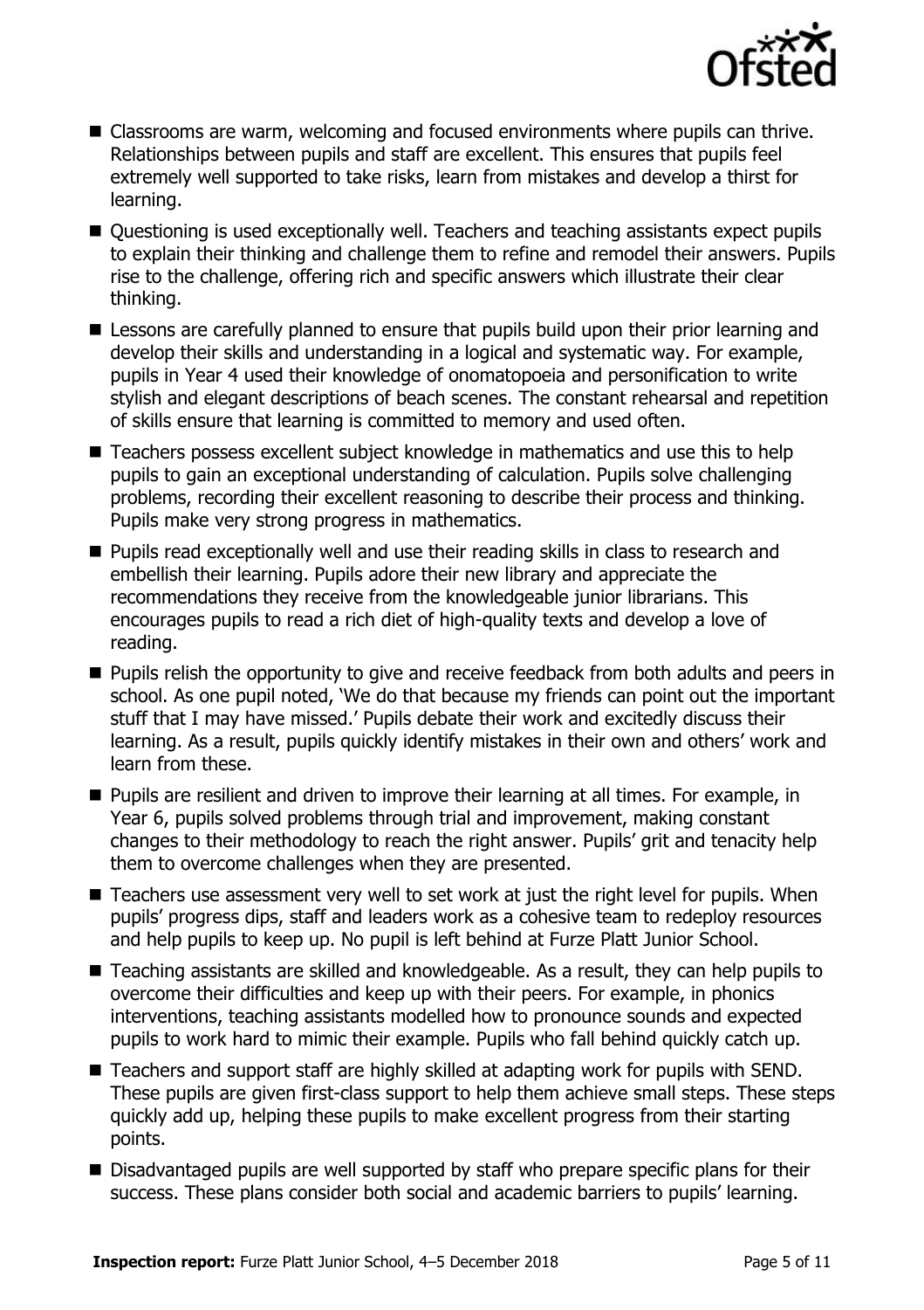- Classrooms are warm, welcoming and focused environments where pupils can thrive. Relationships between pupils and staff are excellent. This ensures that pupils feel extremely well supported to take risks, learn from mistakes and develop a thirst for learning.
- Questioning is used exceptionally well. Teachers and teaching assistants expect pupils to explain their thinking and challenge them to refine and remodel their answers. Pupils rise to the challenge, offering rich and specific answers which illustrate their clear thinking.
- Lessons are carefully planned to ensure that pupils build upon their prior learning and develop their skills and understanding in a logical and systematic way. For example, pupils in Year 4 used their knowledge of onomatopoeia and personification to write stylish and elegant descriptions of beach scenes. The constant rehearsal and repetition of skills ensure that learning is committed to memory and used often.
- Teachers possess excellent subject knowledge in mathematics and use this to help pupils to gain an exceptional understanding of calculation. Pupils solve challenging problems, recording their excellent reasoning to describe their process and thinking. Pupils make very strong progress in mathematics.
- Pupils read exceptionally well and use their reading skills in class to research and embellish their learning. Pupils adore their new library and appreciate the recommendations they receive from the knowledgeable junior librarians. This encourages pupils to read a rich diet of high-quality texts and develop a love of reading.
- Pupils relish the opportunity to give and receive feedback from both adults and peers in school. As one pupil noted, 'We do that because my friends can point out the important stuff that I may have missed.' Pupils debate their work and excitedly discuss their learning. As a result, pupils quickly identify mistakes in their own and others' work and learn from these.
- Pupils are resilient and driven to improve their learning at all times. For example, in Year 6, pupils solved problems through trial and improvement, making constant changes to their methodology to reach the right answer. Pupils' grit and tenacity help them to overcome challenges when they are presented.
- Teachers use assessment very well to set work at just the right level for pupils. When pupils' progress dips, staff and leaders work as a cohesive team to redeploy resources and help pupils to keep up. No pupil is left behind at Furze Platt Junior School.
- Teaching assistants are skilled and knowledgeable. As a result, they can help pupils to overcome their difficulties and keep up with their peers. For example, in phonics interventions, teaching assistants modelled how to pronounce sounds and expected pupils to work hard to mimic their example. Pupils who fall behind quickly catch up.
- Teachers and support staff are highly skilled at adapting work for pupils with SEND. These pupils are given first-class support to help them achieve small steps. These steps quickly add up, helping these pupils to make excellent progress from their starting points.
- Disadvantaged pupils are well supported by staff who prepare specific plans for their success. These plans consider both social and academic barriers to pupils' learning.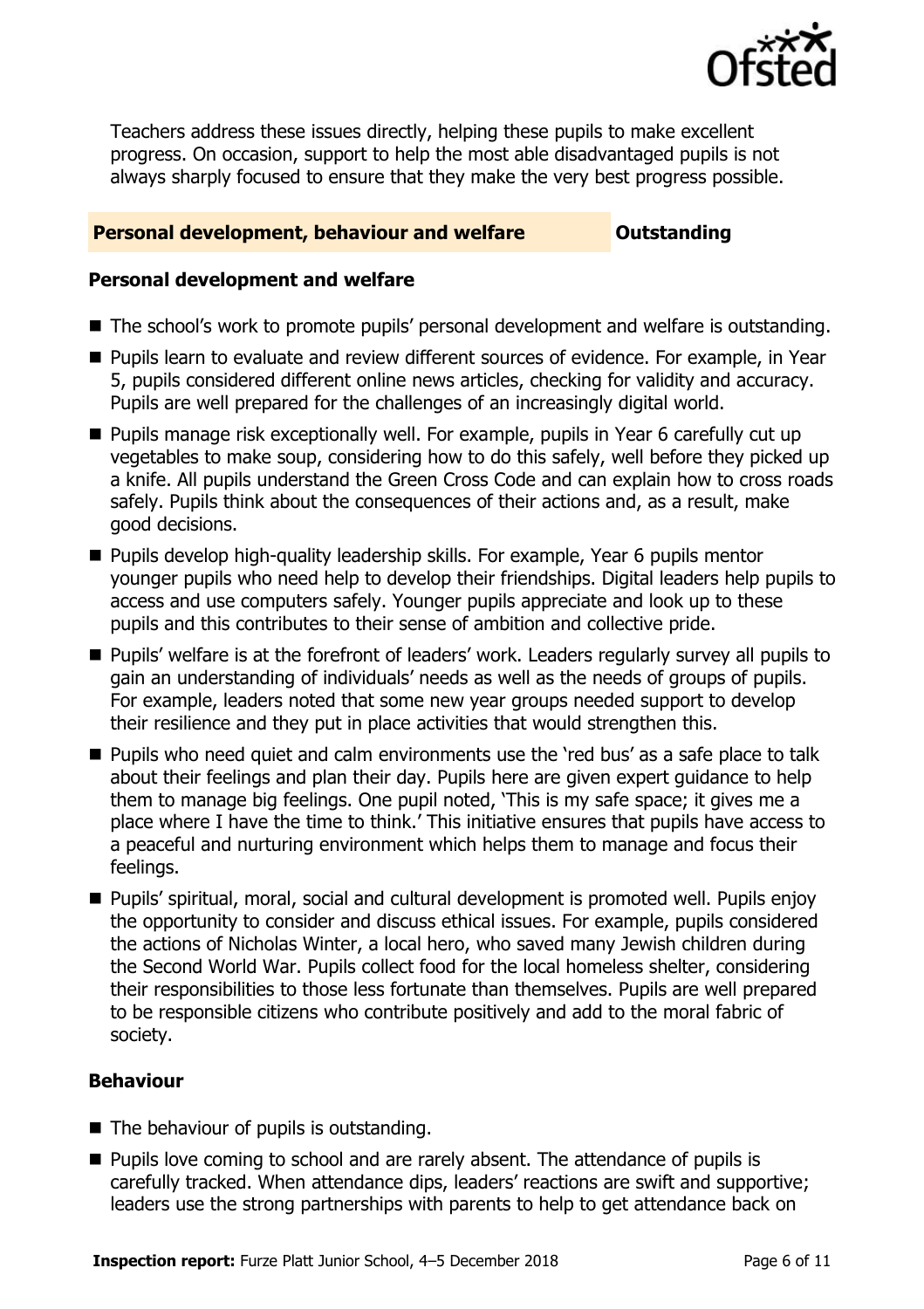Teachers address these issues directly, helping these pupils to make excellent progress. On occasion, support to help the most able disadvantaged pupils is not always sharply focused to ensure that they make the very best progress possible.

## Personal development, behaviour and welfare — Outstanding

### Personal development and welfare

- The school's work to promote pupils' personal development and welfare is outstanding.
- Pupils learn to evaluate and review different sources of evidence. For example, in Year 5, pupils considered different online news articles, checking for validity and accuracy. Pupils are well prepared for the challenges of an increasingly digital world.
- Pupils manage risk exceptionally well. For example, pupils in Year 6 carefully cut up vegetables to make soup, considering how to do this safely, well before they picked up a knife. All pupils understand the Green Cross Code and can explain how to cross roads safely. Pupils think about the consequences of their actions and, as a result, make good decisions.
- Pupils develop high-quality leadership skills. For example, Year 6 pupils mentor younger pupils who need help to develop their friendships. Digital leaders help pupils to access and use computers safely. Younger pupils appreciate and look up to these pupils and this contributes to their sense of ambition and collective pride.
- Pupils' welfare is at the forefront of leaders' work. Leaders regularly survey all pupils to gain an understanding of individuals' needs as well as the needs of groups of pupils. For example, leaders noted that some new year groups needed support to develop their resilience and they put in place activities that would strengthen this.
- Pupils who need quiet and calm environments use the 'red bus' as a safe place to talk about their feelings and plan their day. Pupils here are given expert guidance to help them to manage big feelings. One pupil noted, 'This is my safe space; it gives me a place where I have the time to think.' This initiative ensures that pupils have access to a peaceful and nurturing environment which helps them to manage and focus their feelings.
- Pupils' spiritual, moral, social and cultural development is promoted well. Pupils enjoy the opportunity to consider and discuss ethical issues. For example, pupils considered the actions of Nicholas Winter, a local hero, who saved many Jewish children during the Second World War. Pupils collect food for the local homeless shelter, considering their responsibilities to those less fortunate than themselves. Pupils are well prepared to be responsible citizens who contribute positively and add to the moral fabric of society.

### Behaviour

- The behaviour of pupils is outstanding.
- Pupils love coming to school and are rarely absent. The attendance of pupils is carefully tracked. When attendance dips, leaders' reactions are swift and supportive; leaders use the strong partnerships with parents to help to get attendance back on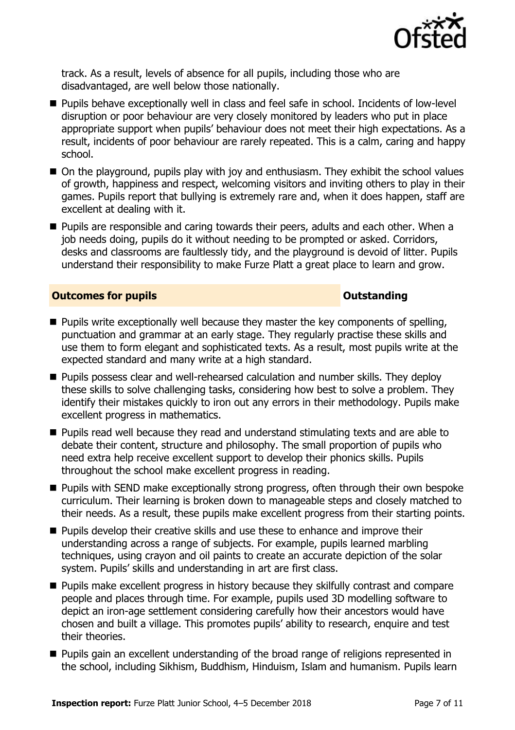track. As a result, levels of absence for all pupils, including those who are disadvantaged, are well below those nationally.

- Pupils behave exceptionally well in class and feel safe in school. Incidents of low-level disruption or poor behaviour are very closely monitored by leaders who put in place appropriate support when pupils' behaviour does not meet their high expectations. As a result, incidents of poor behaviour are rarely repeated. This is a calm, caring and happy school.
- On the playground, pupils play with joy and enthusiasm. They exhibit the school values of growth, happiness and respect, welcoming visitors and inviting others to play in their games. Pupils report that bullying is extremely rare and, when it does happen, staff are excellent at dealing with it.
- Pupils are responsible and caring towards their peers, adults and each other. When a job needs doing, pupils do it without needing to be prompted or asked. Corridors, desks and classrooms are faultlessly tidy, and the playground is devoid of litter. Pupils understand their responsibility to make Furze Platt a great place to learn and grow.

## Outcomes for pupils — Outstanding

- Pupils write exceptionally well because they master the key components of spelling, punctuation and grammar at an early stage. They regularly practise these skills and use them to form elegant and sophisticated texts. As a result, most pupils write at the expected standard and many write at a high standard.
- Pupils possess clear and well-rehearsed calculation and number skills. They deploy these skills to solve challenging tasks, considering how best to solve a problem. They identify their mistakes quickly to iron out any errors in their methodology. Pupils make excellent progress in mathematics.
- Pupils read well because they read and understand stimulating texts and are able to debate their content, structure and philosophy. The small proportion of pupils who need extra help receive excellent support to develop their phonics skills. Pupils throughout the school make excellent progress in reading.
- Pupils with SEND make exceptionally strong progress, often through their own bespoke curriculum. Their learning is broken down to manageable steps and closely matched to their needs. As a result, these pupils make excellent progress from their starting points.
- Pupils develop their creative skills and use these to enhance and improve their understanding across a range of subjects. For example, pupils learned marbling techniques, using crayon and oil paints to create an accurate depiction of the solar system. Pupils' skills and understanding in art are first class.
- Pupils make excellent progress in history because they skilfully contrast and compare people and places through time. For example, pupils used 3D modelling software to depict an iron-age settlement considering carefully how their ancestors would have chosen and built a village. This promotes pupils' ability to research, enquire and test their theories.
- Pupils gain an excellent understanding of the broad range of religions represented in the school, including Sikhism, Buddhism, Hinduism, Islam and humanism. Pupils learn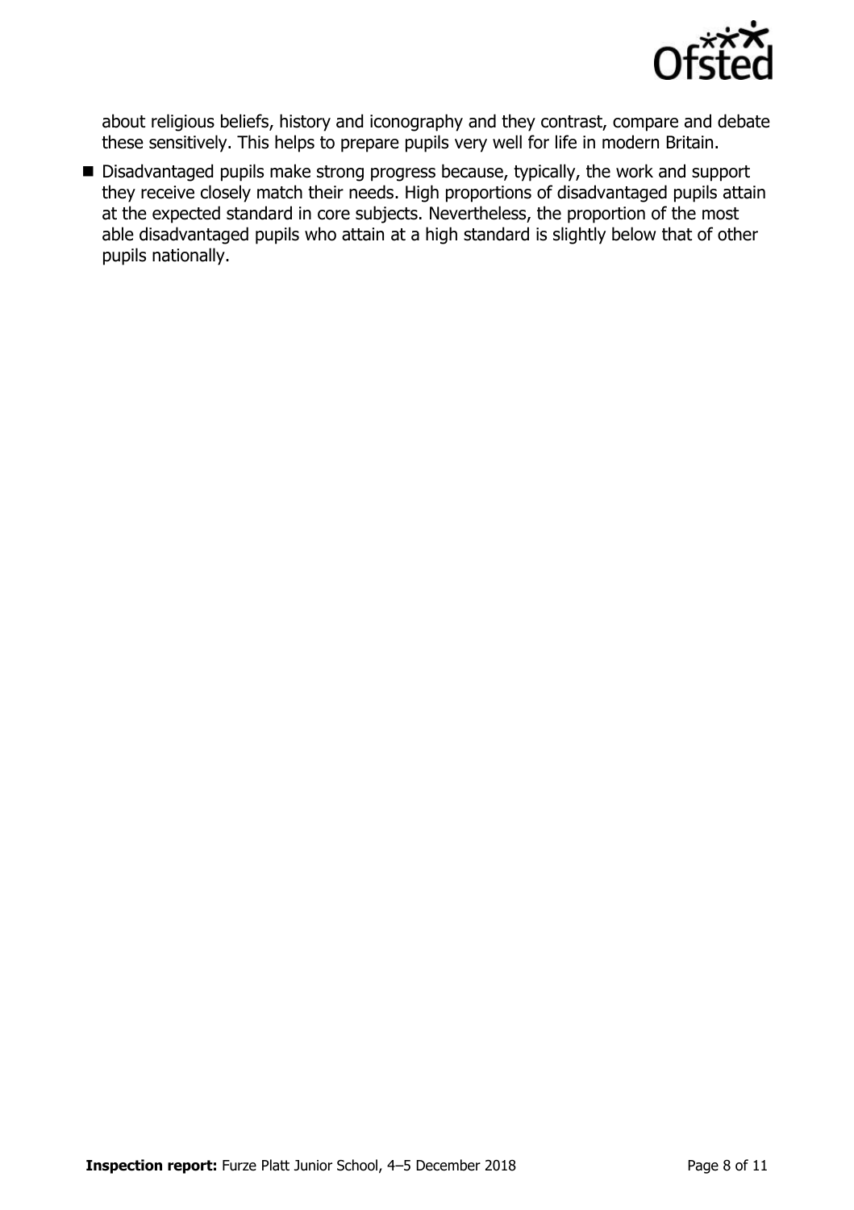about religious beliefs, history and iconography and they contrast, compare and debate these sensitively. This helps to prepare pupils very well for life in modern Britain.

- Disadvantaged pupils make strong progress because, typically, the work and support they receive closely match their needs. High proportions of disadvantaged pupils attain at the expected standard in core subjects. Nevertheless, the proportion of the most able disadvantaged pupils who attain at a high standard is slightly below that of other pupils nationally.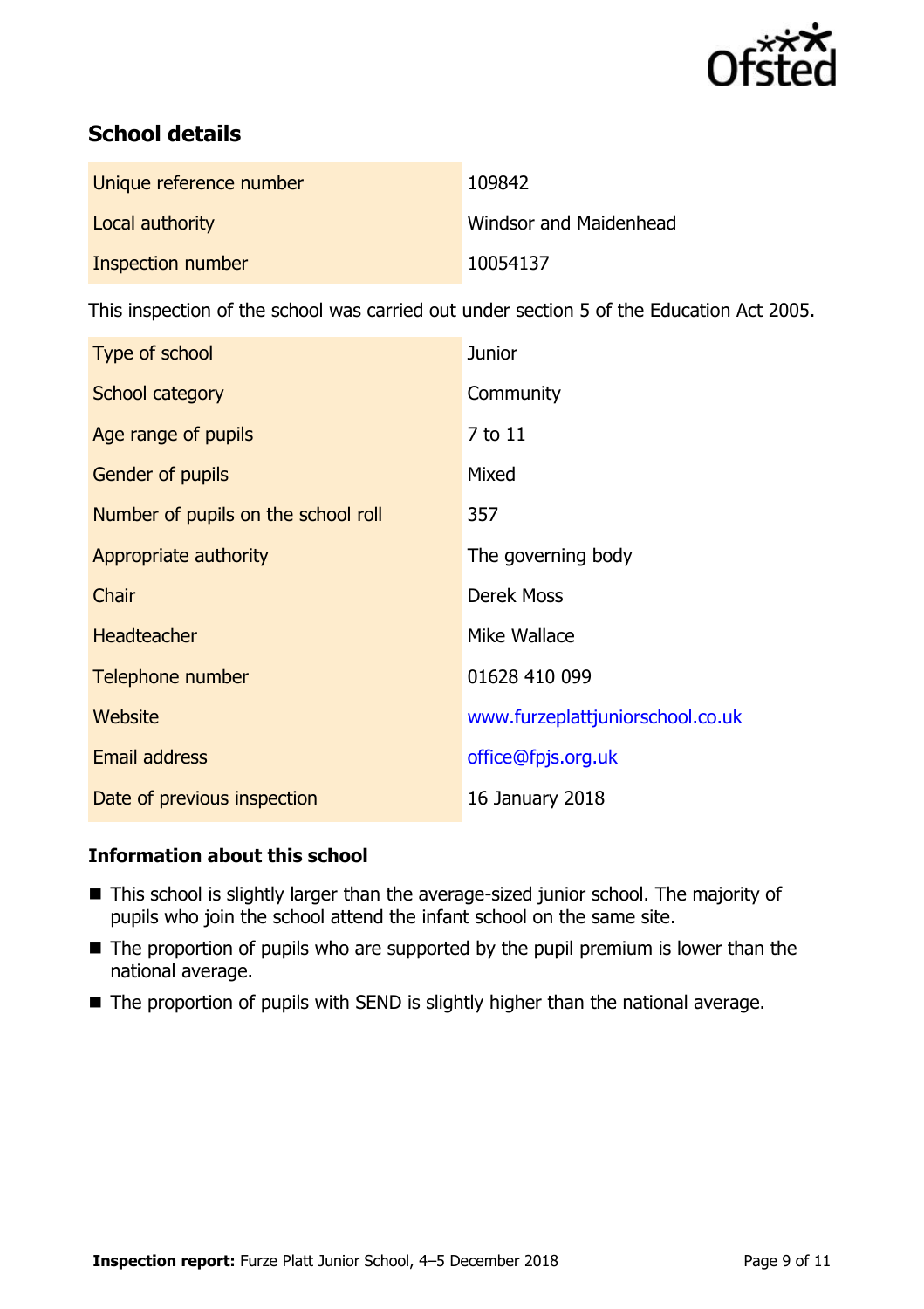## School details

| | |
|---|---|
| Unique reference number | 109842 |
| Local authority | Windsor and Maidenhead |
| Inspection number | 10054137 |

This inspection of the school was carried out under section 5 of the Education Act 2005.

| | |
|---|---|
| Type of school | Junior |
| School category | Community |
| Age range of pupils | 7 to 11 |
| Gender of pupils | Mixed |
| Number of pupils on the school roll | 357 |
| Appropriate authority | The governing body |
| Chair | Derek Moss |
| Headteacher | Mike Wallace |
| Telephone number | 01628 410 099 |
| Website | www.furzeplattjuniorschool.co.uk |
| Email address | office@fpjs.org.uk |
| Date of previous inspection | 16 January 2018 |

### Information about this school

- This school is slightly larger than the average-sized junior school. The majority of pupils who join the school attend the infant school on the same site.
- The proportion of pupils who are supported by the pupil premium is lower than the national average.
- The proportion of pupils with SEND is slightly higher than the national average.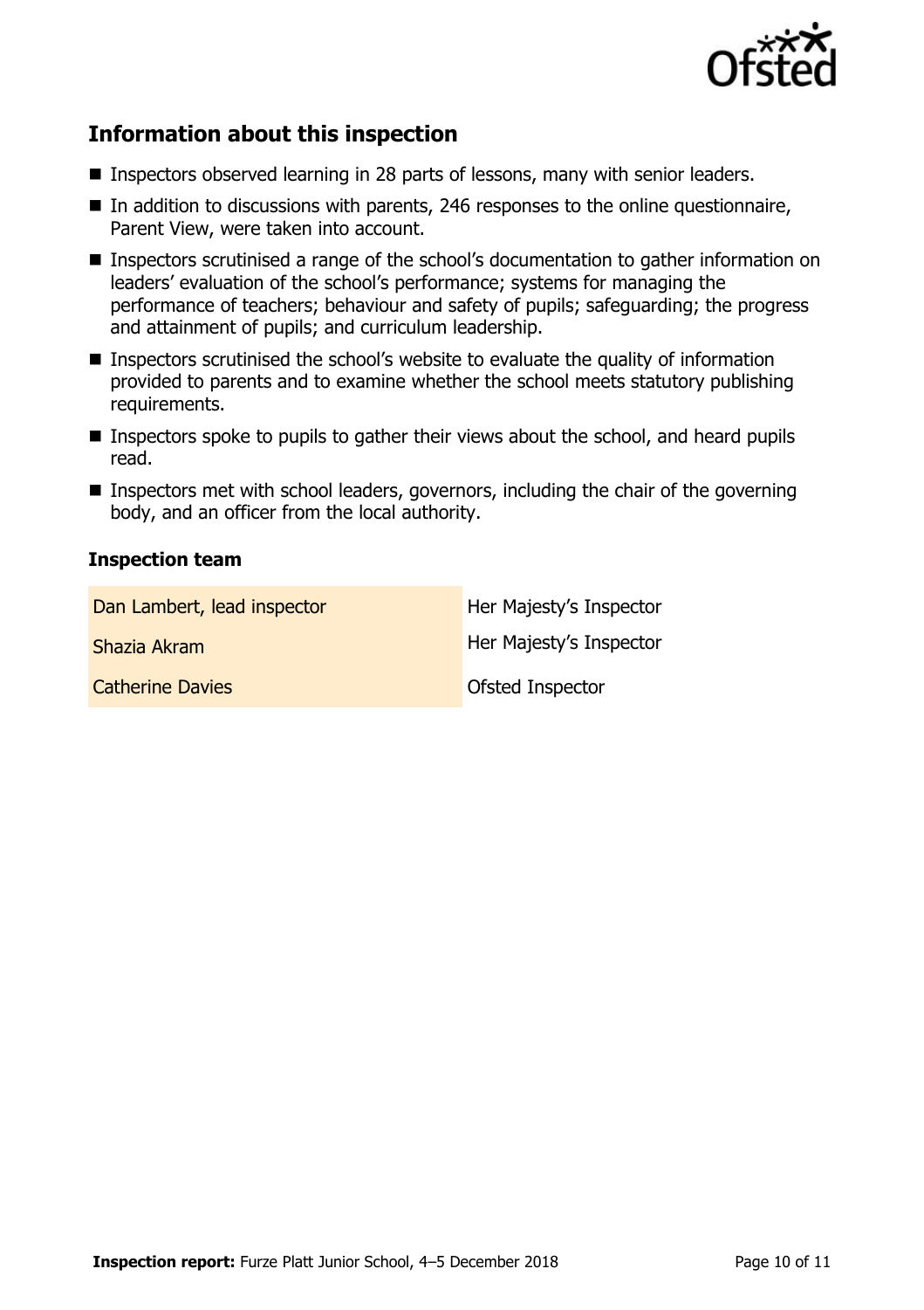## Information about this inspection

- Inspectors observed learning in 28 parts of lessons, many with senior leaders.
- In addition to discussions with parents, 246 responses to the online questionnaire, Parent View, were taken into account.
- Inspectors scrutinised a range of the school's documentation to gather information on leaders' evaluation of the school's performance; systems for managing the performance of teachers; behaviour and safety of pupils; safeguarding; the progress and attainment of pupils; and curriculum leadership.
- Inspectors scrutinised the school's website to evaluate the quality of information provided to parents and to examine whether the school meets statutory publishing requirements.
- Inspectors spoke to pupils to gather their views about the school, and heard pupils read.
- Inspectors met with school leaders, governors, including the chair of the governing body, and an officer from the local authority.

### Inspection team

| | |
|---|---|
| Dan Lambert, lead inspector | Her Majesty's Inspector |
| Shazia Akram | Her Majesty's Inspector |
| Catherine Davies | Ofsted Inspector |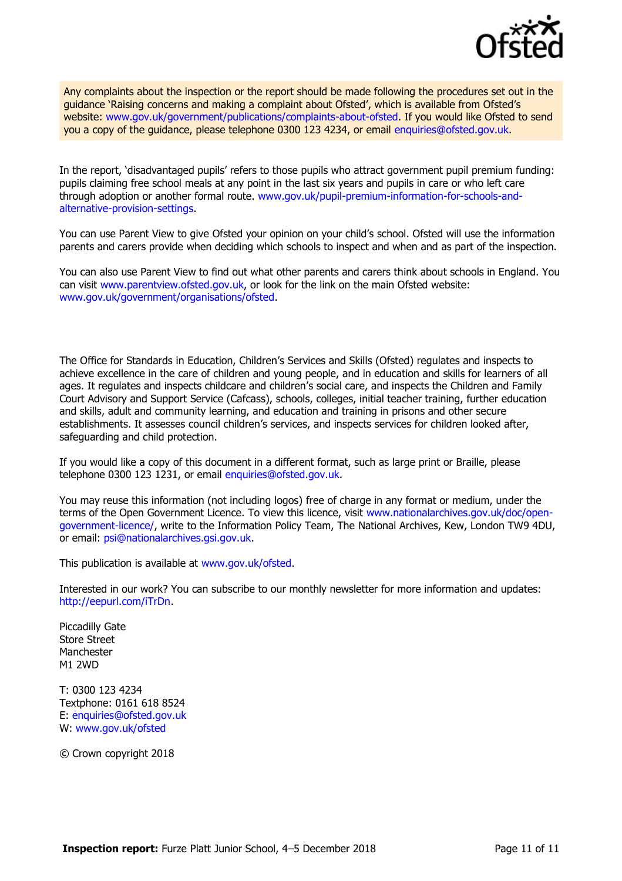Any complaints about the inspection or the report should be made following the procedures set out in the guidance 'Raising concerns and making a complaint about Ofsted', which is available from Ofsted's website: www.gov.uk/government/publications/complaints-about-ofsted. If you would like Ofsted to send you a copy of the guidance, please telephone 0300 123 4234, or email enquiries@ofsted.gov.uk.

In the report, 'disadvantaged pupils' refers to those pupils who attract government pupil premium funding: pupils claiming free school meals at any point in the last six years and pupils in care or who left care through adoption or another formal route. www.gov.uk/pupil-premium-information-for-schools-and-alternative-provision-settings.

You can use Parent View to give Ofsted your opinion on your child's school. Ofsted will use the information parents and carers provide when deciding which schools to inspect and when and as part of the inspection.

You can also use Parent View to find out what other parents and carers think about schools in England. You can visit www.parentview.ofsted.gov.uk, or look for the link on the main Ofsted website: www.gov.uk/government/organisations/ofsted.

The Office for Standards in Education, Children's Services and Skills (Ofsted) regulates and inspects to achieve excellence in the care of children and young people, and in education and skills for learners of all ages. It regulates and inspects childcare and children's social care, and inspects the Children and Family Court Advisory and Support Service (Cafcass), schools, colleges, initial teacher training, further education and skills, adult and community learning, and education and training in prisons and other secure establishments. It assesses council children's services, and inspects services for children looked after, safeguarding and child protection.

If you would like a copy of this document in a different format, such as large print or Braille, please telephone 0300 123 1231, or email enquiries@ofsted.gov.uk.

You may reuse this information (not including logos) free of charge in any format or medium, under the terms of the Open Government Licence. To view this licence, visit www.nationalarchives.gov.uk/doc/open-government-licence/, write to the Information Policy Team, The National Archives, Kew, London TW9 4DU, or email: psi@nationalarchives.gsi.gov.uk.

This publication is available at www.gov.uk/ofsted.

Interested in our work? You can subscribe to our monthly newsletter for more information and updates: http://eepurl.com/iTrDn.

Piccadilly Gate
Store Street
Manchester
M1 2WD

T: 0300 123 4234
Textphone: 0161 618 8524
E: enquiries@ofsted.gov.uk
W: www.gov.uk/ofsted

© Crown copyright 2018